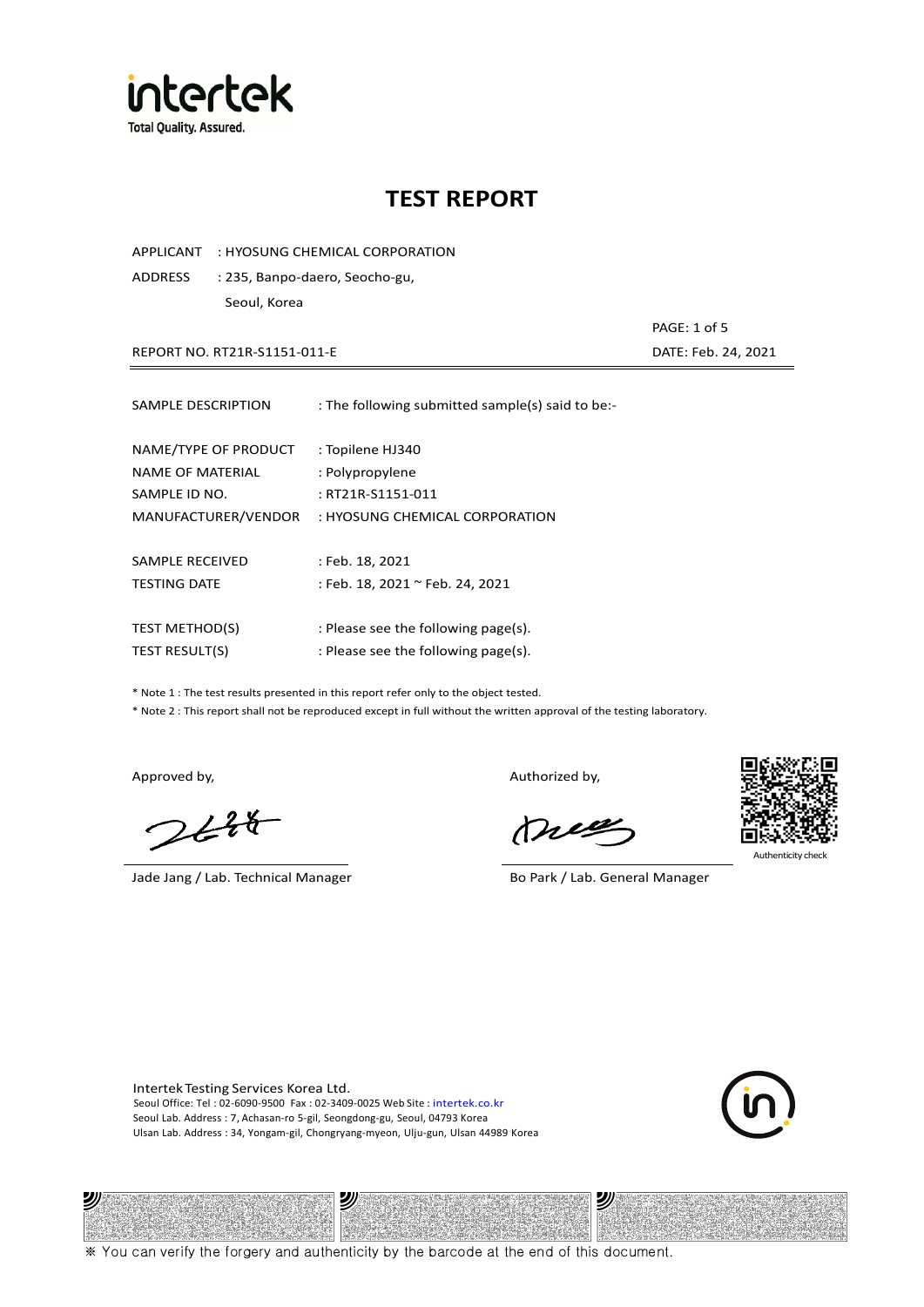# TEST REPORT

APPLICANT : HYOSUNG CHEMICAL CORPORATION

ADDRESS : 235, Banpo-daero, Seocho-gu, Seoul, Korea

REPORT NO. RT21R-S1151-011-E

DATE: Feb. 24, 2021

| | |
|---|---|
| SAMPLE DESCRIPTION | : The following submitted sample(s) said to be:- |
| NAME/TYPE OF PRODUCT | : Topilene HJ340 |
| NAME OF MATERIAL | : Polypropylene |
| SAMPLE ID NO. | : RT21R-S1151-011 |
| MANUFACTURER/VENDOR | : HYOSUNG CHEMICAL CORPORATION |
| SAMPLE RECEIVED | : Feb. 18, 2021 |
| TESTING DATE | : Feb. 18, 2021 ~ Feb. 24, 2021 |
| TEST METHOD(S) | : Please see the following page(s). |
| TEST RESULT(S) | : Please see the following page(s). |

* Note 1 : The test results presented in this report refer only to the object tested.
* Note 2 : This report shall not be reproduced except in full without the written approval of the testing laboratory.

Approved by,

Jade Jang / Lab. Technical Manager

Authorized by,

Bo Park / Lab. General Manager

Authenticity check

Intertek Testing Services Korea Ltd.
Seoul Office: Tel : 02-6090-9500 Fax : 02-3409-0025 Web Site : intertek.co.kr
Seoul Lab. Address : 7, Achasan-ro 5-gil, Seongdong-gu, Seoul, 04793 Korea
Ulsan Lab. Address : 34, Yongam-gil, Chongryang-myeon, Ulju-gun, Ulsan 44989 Korea

※ You can verify the forgery and authenticity by the barcode at the end of this document.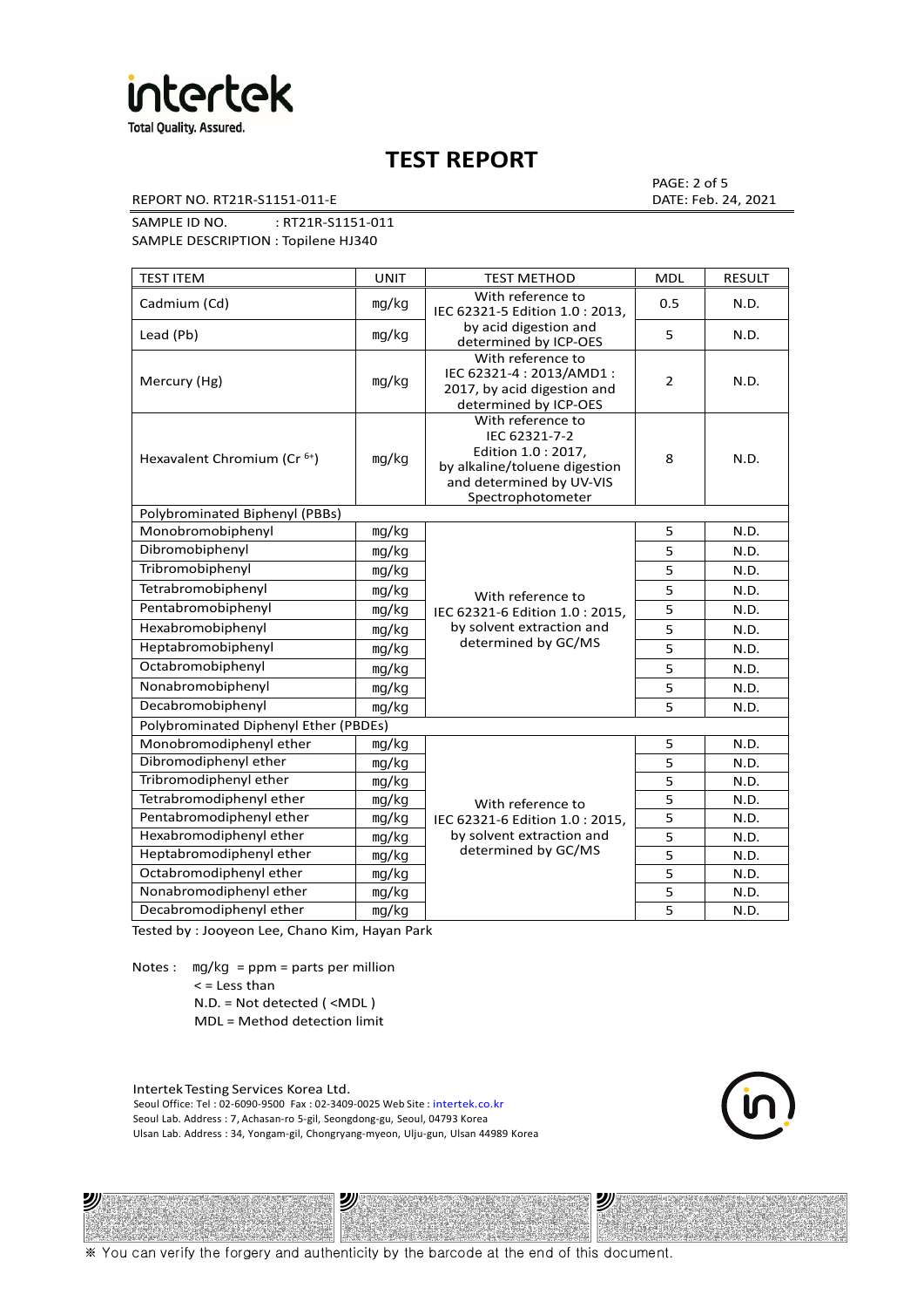# TEST REPORT

REPORT NO. RT21R-S1151-011-E

DATE: Feb. 24, 2021

SAMPLE ID NO. : RT21R-S1151-011

SAMPLE DESCRIPTION : Topilene HJ340

| TEST ITEM | UNIT | TEST METHOD | MDL | RESULT |
|---|---|---|---|---|
| Cadmium (Cd) | mg/kg | With reference to IEC 62321-5 Edition 1.0 : 2013, by acid digestion and determined by ICP-OES | 0.5 | N.D. |
| Lead (Pb) | mg/kg | | 5 | N.D. |
| Mercury (Hg) | mg/kg | With reference to IEC 62321-4 : 2013/AMD1 : 2017, by acid digestion and determined by ICP-OES | 2 | N.D. |
| Hexavalent Chromium ($Cr^{6+}$) | mg/kg | With reference to IEC 62321-7-2 Edition 1.0 : 2017, by alkaline/toluene digestion and determined by UV-VIS Spectrophotometer | 8 | N.D. |
| Polybrominated Biphenyl (PBBs) | | | | |
| Monobromobiphenyl | mg/kg | With reference to IEC 62321-6 Edition 1.0 : 2015, by solvent extraction and determined by GC/MS | 5 | N.D. |
| Dibromobiphenyl | mg/kg | | 5 | N.D. |
| Tribromobiphenyl | mg/kg | | 5 | N.D. |
| Tetrabromobiphenyl | mg/kg | | 5 | N.D. |
| Pentabromobiphenyl | mg/kg | | 5 | N.D. |
| Hexabromobiphenyl | mg/kg | | 5 | N.D. |
| Heptabromobiphenyl | mg/kg | | 5 | N.D. |
| Octabromobiphenyl | mg/kg | | 5 | N.D. |
| Nonabromobiphenyl | mg/kg | | 5 | N.D. |
| Decabromobiphenyl | mg/kg | | 5 | N.D. |
| Polybrominated Diphenyl Ether (PBDEs) | | | | |
| Monobromodiphenyl ether | mg/kg | With reference to IEC 62321-6 Edition 1.0 : 2015, by solvent extraction and determined by GC/MS | 5 | N.D. |
| Dibromodiphenyl ether | mg/kg | | 5 | N.D. |
| Tribromodiphenyl ether | mg/kg | | 5 | N.D. |
| Tetrabromodiphenyl ether | mg/kg | | 5 | N.D. |
| Pentabromodiphenyl ether | mg/kg | | 5 | N.D. |
| Hexabromodiphenyl ether | mg/kg | | 5 | N.D. |
| Heptabromodiphenyl ether | mg/kg | | 5 | N.D. |
| Octabromodiphenyl ether | mg/kg | | 5 | N.D. |
| Nonabromodiphenyl ether | mg/kg | | 5 | N.D. |
| Decabromodiphenyl ether | mg/kg | | 5 | N.D. |

Tested by : Jooyeon Lee, Chano Kim, Hayan Park

Notes : mg/kg = ppm = parts per million
< = Less than
N.D. = Not detected ( <MDL )
MDL = Method detection limit

Intertek Testing Services Korea Ltd.
Seoul Office: Tel : 02-6090-9500 Fax : 02-3409-0025 Web Site : intertek.co.kr
Seoul Lab. Address : 7, Achasan-ro 5-gil, Seongdong-gu, Seoul, 04793 Korea
Ulsan Lab. Address : 34, Yongam-gil, Chongryang-myeon, Ulju-gun, Ulsan 44989 Korea

※ You can verify the forgery and authenticity by the barcode at the end of this document.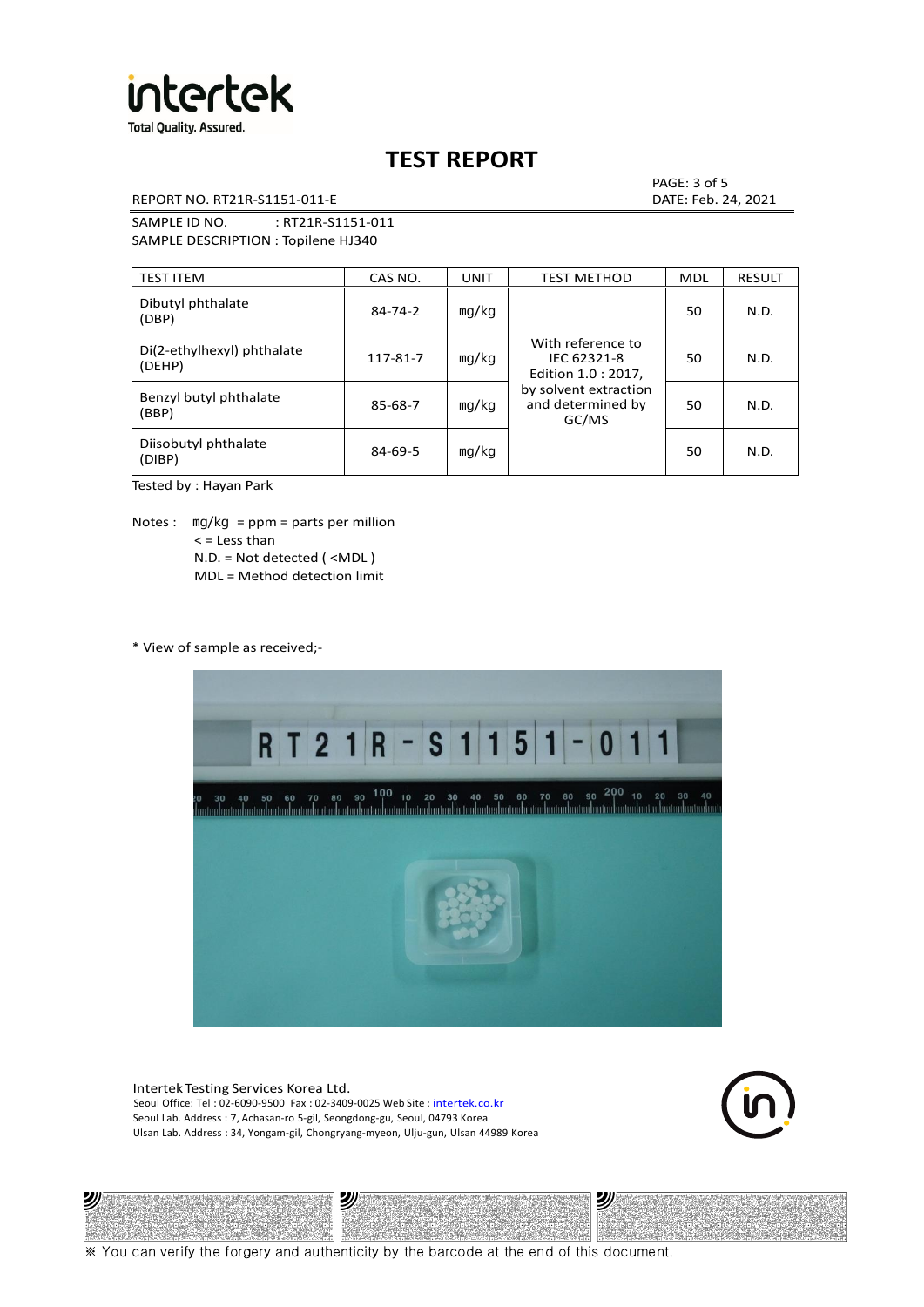# TEST REPORT

REPORT NO. RT21R-S1151-011-E

PAGE: 3 of 5
DATE: Feb. 24, 2021

SAMPLE ID NO. : RT21R-S1151-011
SAMPLE DESCRIPTION : Topilene HJ340

| TEST ITEM | CAS NO. | UNIT | TEST METHOD | MDL | RESULT |
|---|---|---|---|---|---|
| Dibutyl phthalate (DBP) | 84-74-2 | mg/kg | With reference to IEC 62321-8 Edition 1.0 : 2017, by solvent extraction and determined by GC/MS | 50 | N.D. |
| Di(2-ethylhexyl) phthalate (DEHP) | 117-81-7 | mg/kg | | 50 | N.D. |
| Benzyl butyl phthalate (BBP) | 85-68-7 | mg/kg | | 50 | N.D. |
| Diisobutyl phthalate (DIBP) | 84-69-5 | mg/kg | | 50 | N.D. |

Tested by : Hayan Park

Notes : mg/kg = ppm = parts per million
< = Less than
N.D. = Not detected ( <MDL )
MDL = Method detection limit

\* View of sample as received;-

Intertek Testing Services Korea Ltd.
Seoul Office: Tel : 02-6090-9500 Fax : 02-3409-0025 Web Site : intertek.co.kr
Seoul Lab. Address : 7, Achasan-ro 5-gil, Seongdong-gu, Seoul, 04793 Korea
Ulsan Lab. Address : 34, Yongam-gil, Chongryang-myeon, Ulju-gun, Ulsan 44989 Korea

※ You can verify the forgery and authenticity by the barcode at the end of this document.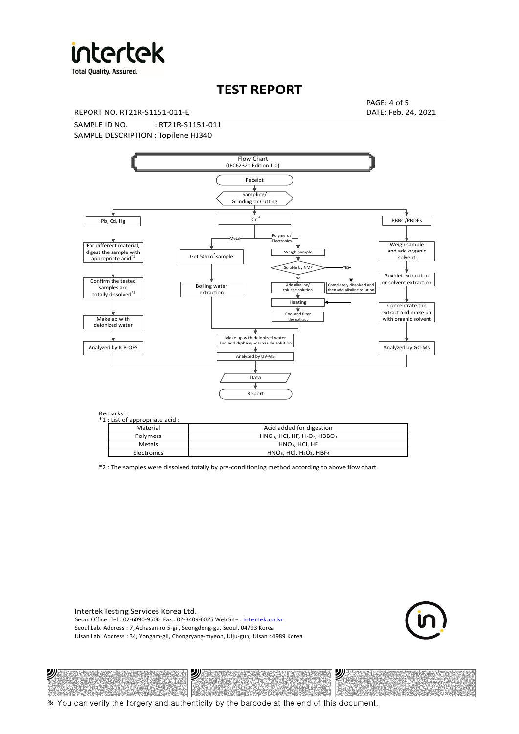# TEST REPORT

REPORT NO. RT21R-S1151-011-E

DATE: Feb. 24, 2021

SAMPLE ID NO. : RT21R-S1151-011

SAMPLE DESCRIPTION : Topilene HJ340

Flow Chart
(IEC62321 Edition 1.0)

Receipt → Sampling/ Grinding or Cutting

- Pb, Cd, Hg → For different material, digest the sample with appropriate acid[*1] → Confirm the tested samples are totally dissolved[*2] → Make up with deionized water → Analyzed by ICP-OES
- $Cr^{6+}$
  - Metal → Get 50cm² sample → Boiling water extraction → Make up with deionized water and add diphenyl-carbazide solution → Analyzed by UV-VIS
  - Polymers / Electronics → Weigh sample → Soluble by NMP
    - No → Add alkaline/ toluene solution → Heating → Cool and filter the extract → Make up with deionized water and add diphenyl-carbazide solution → Analyzed by UV-VIS
    - YES → Completely dissolved and then add alkaline solution → Heating
- PBBs /PBDEs → Weigh sample and add organic solvent → Soxhlet extraction or solvent extraction → Concentrate the extract and make up with organic solvent → Analyzed by GC-MS

→ Data → Report

Remarks :

*1 : List of appropriate acid :

| Material | Acid added for digestion |
|---|---|
| Polymers | $HNO_3$, HCl, HF, $H_2O_2$, $H3BO_3$ |
| Metals | $HNO_3$, HCl, HF |
| Electronics | $HNO_3$, HCl, $H_2O_2$, $HBF_4$ |

*2 : The samples were dissolved totally by pre-conditioning method according to above flow chart.

Intertek Testing Services Korea Ltd.
Seoul Office: Tel : 02-6090-9500 Fax : 02-3409-0025 Web Site : intertek.co.kr
Seoul Lab. Address : 7, Achasan-ro 5-gil, Seongdong-gu, Seoul, 04793 Korea
Ulsan Lab. Address : 34, Yongam-gil, Chongryang-myeon, Ulju-gun, Ulsan 44989 Korea

※ You can verify the forgery and authenticity by the barcode at the end of this document.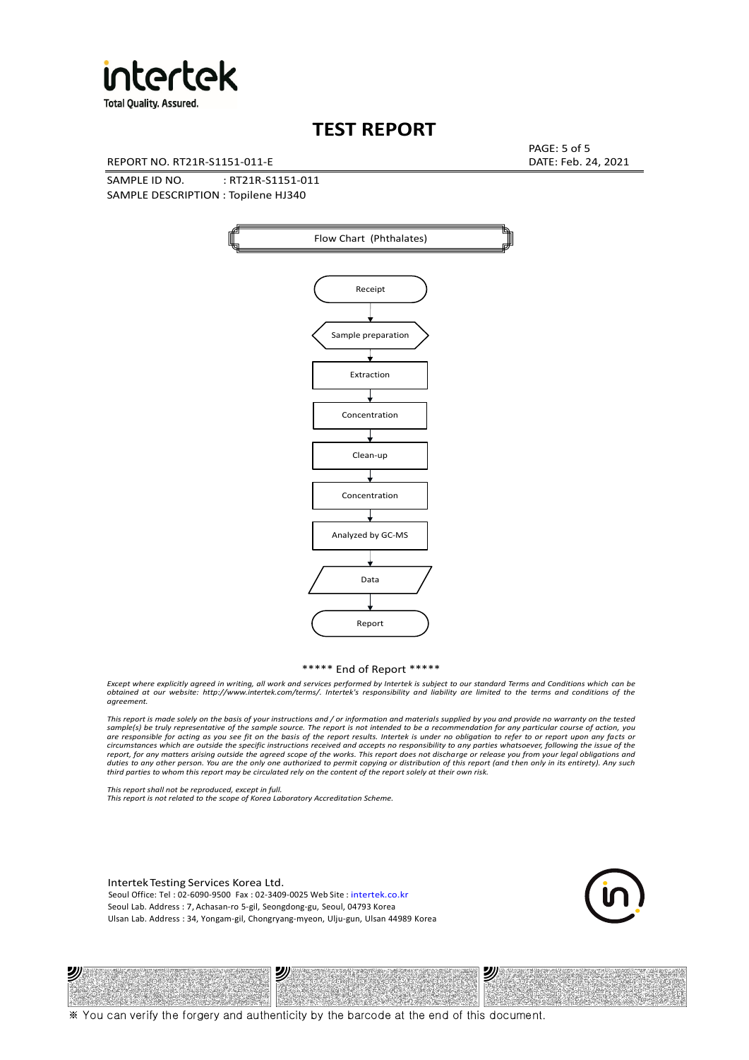# TEST REPORT

REPORT NO. RT21R-S1151-011-E

DATE: Feb. 24, 2021

SAMPLE ID NO. : RT21R-S1151-011

SAMPLE DESCRIPTION : Topilene HJ340

Flow Chart (Phthalates)

Receipt

Sample preparation

Extraction

Concentration

Clean-up

Concentration

Analyzed by GC-MS

Data

Report

\*\*\*\*\* End of Report \*\*\*\*\*

*Except where explicitly agreed in writing, all work and services performed by Intertek is subject to our standard Terms and Conditions which can be obtained at our website: http://www.intertek.com/terms/. Intertek's responsibility and liability are limited to the terms and conditions of the agreement.*

*This report is made solely on the basis of your instructions and / or information and materials supplied by you and provide no warranty on the tested sample(s) be truly representative of the sample source. The report is not intended to be a recommendation for any particular course of action, you are responsible for acting as you see fit on the basis of the report results. Intertek is under no obligation to refer to or report upon any facts or circumstances which are outside the specific instructions received and accepts no responsibility to any parties whatsoever, following the issue of the report, for any matters arising outside the agreed scope of the works. This report does not discharge or release you from your legal obligations and duties to any other person. You are the only one authorized to permit copying or distribution of this report (and then only in its entirety). Any such third parties to whom this report may be circulated rely on the content of the report solely at their own risk.*

*This report shall not be reproduced, except in full.*
*This report is not related to the scope of Korea Laboratory Accreditation Scheme.*

Intertek Testing Services Korea Ltd.
Seoul Office: Tel : 02-6090-9500 Fax : 02-3409-0025 Web Site : intertek.co.kr
Seoul Lab. Address : 7, Achasan-ro 5-gil, Seongdong-gu, Seoul, 04793 Korea
Ulsan Lab. Address : 34, Yongam-gil, Chongryang-myeon, Ulju-gun, Ulsan 44989 Korea

※ You can verify the forgery and authenticity by the barcode at the end of this document.